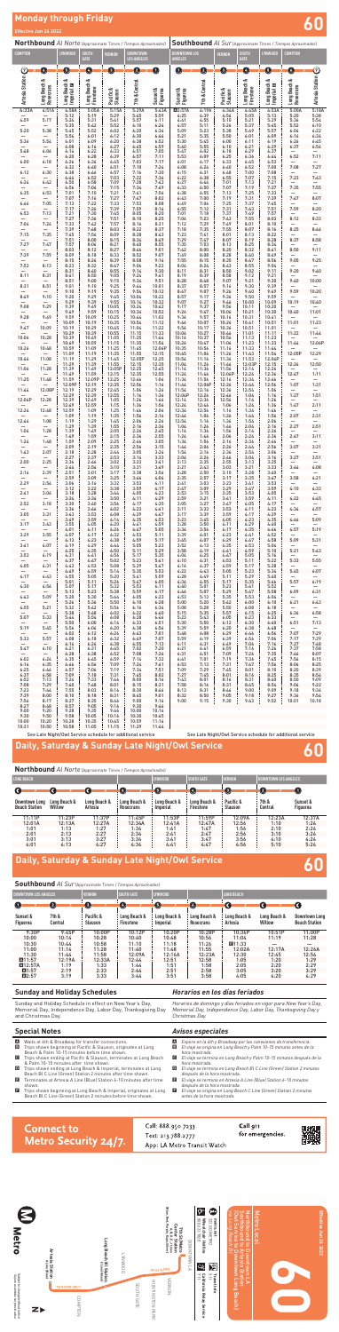# Monday through Friday — 60

**Effective Jun 26 2022**

## Northbound *Al Norte* (Approximate Times / *Tiempos Aproximados*)

| COMPTON | | LYNWOOD | SOUTH GATE | VERNON | DOWNTOWN LOS ANGELES | |
|---|---|---|---|---|---|---|
| 7 Artesia Station | 6 Long Beach & Rosecrans | 5 Long Beach & Imperial | 4 Long Beach & Firestone | 3 Pacific & Slauson | 2 7th & Central | 1 Sunset & Figueroa |
| 4:33A | 4:51A | 5:04A | 5:12A | 5:29A | 5:43A | 5:54A |
| — | — | 5:12 | 5:19 | 5:29 | 5:45 | 5:55 |
| 4:59 | 5:17 | 5:31 | 5:41 | 5:47 | 6:01 | 6:11 |
| — | — | 5:35 | 5:42 | 5:52 | 6:10 | 6:26 |
| 5:20 | 5:38 | 5:45 | 5:52 | 6:02 | 6:20 | 6:36 |
| — | — | 5:53 | 6:01 | 6:09 | 6:28 | 6:44 |
| 5:36 | 5:54 | 6:01 | 6:09 | 6:20 | 6:38 | 6:54 |
| — | 6:08 | 6:14 | 6:22 | 6:33 | 6:51 | 7:07 |
| 5:48 | 6:06 | 6:16 | 6:24 | 6:35 | 6:53 | 7:09 |
| 6:00 | 6:18 | 6:26 | 6:33 | 6:45 | 7:04 | 7:20 |
| 6:12 | 6:30 | 6:38 | 6:44 | 6:56 | 7:16 | 7:32 |
| 6:24 | 6:42 | 6:50 | 6:56 | 7:08 | 7:28 | 7:44 |
| 6:35 | 6:53 | 7:01 | 7:08 | 7:19 | 7:39 | 7:55 |
| 6:44 | 7:05 | 7:13 | 7:20 | 7:32 | 7:50 | 8:07 |
| 6:53 | 7:13 | 7:21 | 7:28 | 7:40 | 7:59 | 8:16 |
| 7:06 | 7:26 | 7:34 | 7:41 | 7:53 | 8:12 | 8:30 |
| 7:15 | 7:35 | 7:43 | 7:51 | 8:02 | 8:21 | 8:39 |
| 7:27 | 7:47 | 7:55 | 8:03 | 8:14 | 8:33 | 8:51 |
| 7:39 | 7:59 | 8:07 | 8:15 | 8:26 | 8:45 | 9:03 |
| 7:53 | 8:13 | 8:21 | 8:29 | 8:40 | 8:59 | 9:17 |
| 8:11 | 8:31 | 8:39 | 8:47 | 8:58 | 9:17 | 9:35 |
| 8:31 | 8:51 | 8:59 | 9:07 | 9:18 | 9:37 | 9:55 |
| 8:49 | 9:10 | 9:19 | 9:27 | 9:38 | 9:57 | 10:15 |
| 9:08 | 9:29 | 9:39 | 9:47 | 9:58 | 10:17 | 10:35 |
| 9:28 | 9:49 | 9:59 | 10:07 | 10:18 | 10:37 | 10:55 |
| 9:47 | 10:09 | 10:19 | 10:27 | 10:38 | 10:57 | 11:15 |
| 10:06 | 10:28 | 10:39 | 10:47 | 10:58 | 11:17 | 11:35 |
| 10:26 | 10:48 | 10:59 | 11:07 | 11:18 | 11:37 | 11:55 |
| 10:46 | 11:08 | 11:19 | 11:27 | 11:38 | 11:57 | 12:15P |
| 11:06 | 11:28 | 11:39 | 11:47 | 11:58 | 12:17P | 12:35 |
| 11:25 | 11:48 | 11:59 | 12:07P | 12:18P | 12:37 | 12:55 |
| 11:44 | 12:08P | 12:19P | 12:27 | 12:38 | 12:57 | 1:15 |
| 12:04P | 12:28 | 12:39 | 12:47 | 12:58 | 1:17 | 1:35 |
| 12:24 | 12:48 | 12:59 | 1:07 | 1:18 | 1:37 | 1:55 |
| 12:44 | 1:08 | 1:19 | 1:27 | 1:38 | 1:57 | 2:15 |
| 1:04 | 1:28 | 1:39 | 1:47 | 1:58 | 2:17 | 2:35 |
| 1:24 | 1:48 | 1:59 | 2:07 | 2:18 | 2:37 | 2:55 |
| 1:43 | 2:07 | 2:18 | 2:26 | 2:37 | 2:56 | 3:14 |
| 2:00 | 2:25 | 2:36 | 2:44 | 2:55 | 3:14 | 3:32 |
| 2:14 | 2:39 | 2:50 | 2:58 | 3:09 | 3:28 | 3:46 |
| 2:28 | 2:53 | 3:04 | 3:12 | 3:23 | 3:42 | 4:00 |
| 2:41 | 3:06 | 3:17 | 3:25 | 3:36 | 3:55 | 4:13 |
| 2:52 | 3:18 | 3:29 | 3:37 | 3:48 | 4:07 | 4:25 |
| 3:05 | 3:31 | 3:42 | 3:50 | 4:01 | 4:20 | 4:38 |
| 3:17 | 3:43 | 3:54 | 4:02 | 4:13 | 4:32 | 4:50 |
| 3:29 | 3:55 | 4:06 | 4:14 | 4:25 | 4:44 | 5:02 |
| 3:41 | 4:07 | 4:18 | 4:26 | 4:37 | 4:56 | 5:14 |
| 3:53 | 4:19 | 4:30 | 4:38 | 4:49 | 5:08 | 5:26 |
| 4:05 | 4:31 | 4:42 | 4:50 | 5:01 | 5:20 | 5:38 |
| 4:17 | 4:43 | 4:54 | 5:02 | 5:13 | 5:32 | 5:50 |
| 4:30 | 4:56 | 5:07 | 5:15 | 5:26 | 5:45 | 6:03 |
| 4:43 | 5:09 | 5:20 | 5:28 | 5:39 | 5:58 | 6:16 |
| 4:57 | 5:23 | 5:34 | 5:42 | 5:53 | 6:12 | 6:30 |
| 5:19 | 5:45 | 5:56 | 6:04 | 6:15 | 6:34 | 6:52 |
| 5:33 | 5:58 | 6:09 | 6:17 | 6:28 | 6:47 | 7:05 |
| 5:47 | 6:10 | 6:21 | 6:29 | 6:40 | 6:59 | 7:17 |
| 6:02 | 6:25 | 6:35 | 6:43 | 6:54 | 7:13 | 7:31 |
| 6:16 | 6:38 | 6:48 | 6:56 | 7:07 | 7:26 | 7:43 |
| 6:37 | 6:58 | 7:08 | 7:15 | 7:26 | 7:44 | 8:01 |
| 6:52 | 7:13 | 7:23 | 7:30 | 7:41 | 7:59 | 8:16 |
| 7:08 | 7:29 | 7:39 | 7:46 | 7:57 | 8:15 | 8:31 |
| 7:30 | 7:50 | 8:00 | 8:07 | 8:18 | 8:36 | 8:52 |
| 7:54 | 8:13 | 8:23 | 8:30 | 8:41 | 8:59 | 9:15 |
| 8:27 | 8:46 | 8:55 | 9:02 | 9:13 | 9:30 | 9:46 |
| 9:00 | 9:19 | 9:28 | 9:35 | 9:46 | 10:03 | 10:19 |
| 9:30 | 9:49 | 9:58 | 10:05 | 10:16 | 10:33 | 10:49 |
| 10:00 | 10:19 | 10:28 | 10:35 | 10:46 | 11:03 | 11:19 |
| 10:31 | 10:50 | 10:58 | 11:05 | 11:15 | 11:32 | 11:46 |

See Late Night/Owl Service schedule for additional service

## Southbound *Al Sur* (Approximate Times / *Tiempos Aproximados*)

| DOWNTOWN LOS ANGELES | | VERNON | SOUTH GATE | LYNWOOD | COMPTON | |
|---|---|---|---|---|---|---|
| 1 Sunset & Figueroa | 2 7th & Central | 3 Pacific & Slauson | 4 Long Beach & Firestone | 5 Long Beach & Imperial | 6 Long Beach & Rosecrans | 7 Artesia Station |
| 4:25A | 4:39A | 4:54A | 5:01A | 5:08A | 5:20A | 5:38A |
| 4:43 | 4:57 | 5:11 | 5:18 | 5:25 | 5:36 | 5:54 |
| — | — | — | 5:30 | 5:38 | 5:49 | 6:10 |
| 5:13 | 5:29 | 5:45 | 5:53 | 6:01 | 6:13 | 6:33 |
| 5:28 | 5:44 | 6:00 | 6:08 | 6:16 | 6:28 | 6:48 |
| 5:42 | 5:58 | 6:14 | 6:23 | 6:31 | 6:43 | 7:03 |
| 5:56 | 6:12 | 6:28 | 6:37 | 6:45 | 6:57 | 7:17 |
| 6:09 | 6:25 | 6:41 | 6:50 | 6:58 | 7:10 | 7:30 |
| 6:21 | 6:37 | 6:53 | 7:02 | 7:10 | 7:22 | 7:42 |
| 6:33 | 6:49 | 7:05 | 7:14 | 7:22 | 7:34 | 7:54 |
| 6:45 | 7:01 | 7:17 | 7:26 | 7:34 | 7:46 | 8:06 |
| 6:57 | 7:13 | 7:29 | 7:38 | 7:46 | 7:58 | 8:18 |
| 7:09 | 7:25 | 7:41 | 7:50 | 7:58 | 8:10 | 8:30 |
| 7:21 | 7:37 | 7:53 | 8:02 | 8:10 | 8:22 | 8:42 |
| 7:33 | 7:49 | 8:05 | 8:14 | 8:22 | 8:34 | 8:54 |
| 7:46 | 8:02 | 8:18 | 8:27 | 8:35 | 8:47 | 9:07 |
| 8:00 | 8:16 | 8:32 | 8:41 | 8:49 | 9:01 | 9:21 |
| 8:15 | 8:31 | 8:47 | 8:56 | 9:04 | 9:16 | 9:36 |
| 8:31 | 8:48 | 9:04 | 9:13 | 9:21 | 9:33 | 9:53 |
| 8:50 | 9:07 | 9:23 | 9:32 | 9:40 | 9:52 | 10:12 |
| 9:10 | 9:27 | 9:43 | 9:52 | 10:00 | 10:12 | 10:32 |
| 9:30 | 9:47 | 10:03 | 10:12 | 10:20 | 10:32 | 10:52 |
| 9:50 | 10:07 | 10:23 | 10:32 | 10:40 | 10:52 | 11:12 |
| 10:10 | 10:27 | 10:43 | 10:52 | 11:00 | 11:12 | 11:32 |
| 10:30 | 10:47 | 11:03 | 11:12 | 11:20 | 11:32 | 11:52 |
| 10:50 | 11:07 | 11:23 | 11:32 | 11:40 | 11:52 | 12:12P |
| 11:10 | 11:27 | 11:43 | 11:52 | 12:00P | 12:12P | 12:32 |
| 11:30 | 11:47 | 12:03P | 12:12P | 12:20 | 12:32 | 12:52 |
| 11:50 | 12:07P | 12:23 | 12:32 | 12:40 | 12:52 | 1:12 |
| 12:10P | 12:27 | 12:43 | 12:52 | 1:00 | 1:12 | 1:32 |
| 12:30 | 12:47 | 1:03 | 1:12 | 1:20 | 1:32 | 1:52 |
| 12:50 | 1:07 | 1:23 | 1:32 | 1:40 | 1:52 | 2:12 |
| 1:10 | 1:27 | 1:43 | 1:52 | 2:00 | 2:12 | 2:32 |
| 1:30 | 1:47 | 2:03 | 2:12 | 2:20 | 2:32 | 2:52 |
| 1:50 | 2:07 | 2:23 | 2:32 | 2:40 | 2:52 | 3:12 |
| 2:10 | 2:27 | 2:43 | 2:52 | 3:00 | 3:12 | 3:32 |
| 2:28 | 2:45 | 3:01 | 3:10 | 3:18 | 3:30 | 3:50 |
| 2:44 | 3:01 | 3:17 | 3:26 | 3:34 | 3:46 | 4:06 |
| 2:58 | 3:15 | 3:31 | 3:40 | 3:48 | 4:00 | 4:20 |
| 3:12 | 3:29 | 3:45 | 3:54 | 4:02 | 4:14 | 4:34 |
| 3:25 | 3:42 | 3:58 | 4:07 | 4:15 | 4:27 | 4:47 |
| 3:37 | 3:54 | 4:10 | 4:19 | 4:27 | 4:39 | 4:59 |
| 3:49 | 4:06 | 4:22 | 4:31 | 4:39 | 4:51 | 5:11 |
| 4:01 | 4:18 | 4:34 | 4:43 | 4:51 | 5:03 | 5:23 |
| 4:13 | 4:30 | 4:46 | 4:55 | 5:03 | 5:15 | 5:35 |
| 4:25 | 4:42 | 4:58 | 5:07 | 5:15 | 5:27 | 5:47 |
| 4:37 | 4:54 | 5:10 | 5:19 | 5:27 | 5:39 | 5:59 |
| 4:49 | 5:06 | 5:22 | 5:31 | 5:39 | 5:51 | 6:11 |
| 5:01 | 5:18 | 5:34 | 5:43 | 5:51 | 6:03 | 6:23 |
| 5:14 | 5:31 | 5:47 | 5:56 | 6:04 | 6:16 | 6:35 |
| 5:28 | 5:45 | 6:01 | 6:10 | 6:18 | 6:30 | 6:49 |
| 5:42 | 5:58 | 6:14 | 6:23 | 6:31 | 6:42 | 7:01 |
| 5:56 | 6:12 | 6:28 | 6:37 | 6:44 | 6:55 | 7:14 |
| 6:12 | 6:28 | 6:43 | 6:52 | 6:59 | 7:10 | 7:29 |
| 6:30 | 6:46 | 7:01 | 7:09 | 7:16 | 7:27 | 7:45 |
| 6:50 | 7:05 | 7:20 | 7:28 | 7:35 | 7:46 | 8:04 |
| 7:14 | 7:29 | 7:44 | 7:52 | 7:59 | 8:10 | 8:28 |
| 7:42 | 7:57 | 8:12 | 8:20 | 8:27 | 8:38 | 8:56 |
| 8:15 | 8:30 | 8:44 | 8:52 | 8:59 | 9:10 | 9:27 |
| 8:45 | 9:00 | 9:14 | 9:22 | 9:29 | 9:40 | 9:57 |
| 9:15 | 9:30 | 9:44 | 9:52 | 9:59 | 10:10 | 10:27 |
| 9:45 | 10:00 | 10:14 | 10:22 | 10:29 | 10:40 | 10:57 |
| 10:15 | 10:30 | 10:44 | 10:52 | 10:59 | 11:10 | 11:27 |

See Late Night/Owl Service schedule for additional service

# Daily, Saturday & Sunday Late Night/Owl Service — 60

## Northbound *Al Norte* (Approximate Times / *Tiempos Aproximados*)

| LONG BEACH | | | | LYNWOOD | SOUTH GATE | VERNON | DOWNTOWN LOS ANGELES | |
|---|---|---|---|---|---|---|---|---|
| A Downtown Long Beach Station | B Long Beach & Willow | C Long Beach & Artesia | D Long Beach & Rosecrans | E Long Beach & Imperial | F Long Beach & Firestone | G Pacific & Slauson | H 7th & Central | I Sunset & Figueroa |
| 11:11P | 11:23P | 11:37P | 11:45P | 11:53P | 11:59P | 12:09A | 12:23A | 12:37A |
| 12:01A | 12:13A | 12:27A | 12:34A | 12:41A | 12:47A | 12:56 | 1:10 | 1:24 |
| 1:01 | 1:13 | 1:27 | 1:34 | 1:41 | 1:47 | 1:56 | 2:10 | 2:24 |
| 2:01 | 2:13 | 2:27 | 2:34 | 2:41 | 2:47 | 2:56 | 3:10 | 3:24 |
| 3:01 | 3:13 | 3:27 | 3:34 | 3:41 | 3:47 | 3:56 | 4:10 | 4:24 |
| 4:01 | 4:13 | 4:27 | 4:34 | 4:41 | 4:47 | 4:56 | 5:10 | 5:24 |

# Daily, Saturday & Sunday Late Night/Owl Service — 60

## Southbound *Al Sur* (Approximate Times / *Tiempos Aproximados*)

| DOWNTOWN LOS ANGELES | | VERNON | SOUTH GATE | LYNWOOD | LONG BEACH | | | |
|---|---|---|---|---|---|---|---|---|
| I Sunset & Figueroa | H 7th & Central | G Pacific & Slauson | F Long Beach & Firestone | E Long Beach & Imperial | D Long Beach & Rosecrans | C Long Beach & Artesia | B Long Beach & Willow | A Downtown Long Beach Station |
| 9:30P | 9:45P | 10:00P | 10:08P | 10:15P | 10:25P | 10:30P | 10:51P | 11:00P |
| 10:00 | 10:14 | 10:28 | 10:40 | 10:48 | 10:56 | 11:04 | 11:19 | 11:28 |
| 10:30 | 10:44 | 10:58 | 11:10 | 11:18 | 11:26 | 11:33 | 11:48 | — |
| 11:00 | 11:14 | 11:28 | 11:40 | 11:48 | 11:55 | 12:02A | 12:17A | 12:26A |
| 11:30 | 11:44 | 11:58 | 12:09A | 12:16A | 12:23A | 12:30 | 12:45 | 12:54 |
| ◼11:57 | 12:19A | 12:33A | 12:42A | 12:51 | 12:58 | 1:05 | 1:20 | 1:29 |
| ◼12:57A | 1:19 | 1:33 | 1:44 | 1:51 | 1:58 | 2:05 | 2:20 | 2:29 |
| ◼1:57 | 2:19 | 2:33 | 2:44 | 2:51 | 2:58 | 3:05 | 3:20 | 3:29 |
| ◼2:57 | 3:19 | 3:33 | 3:44 | 3:51 | 3:58 | 4:05 | 4:20 | 4:29 |

## Sunday and Holiday Schedules

Sunday and Holiday Schedule in effect on New Year's Day, Memorial Day, Independence Day, Labor Day, Thanksgiving Day and Christmas Day.

## *Horarios en los días feriados*

*Horarios de domingo y días feriados en vigor para New Year's Day, Memorial Day, Independence Day, Labor Day, Thanksgiving Day y Christmas Day.*

## Special Notes

- Waits at 4th & Broadway for transfer connections.
- Trips shown beginning at Pacific & Slauson, originates at Long Beach & Pacific 10-15 minutes before time shown.
- Trips shown ending at Pacific & Slauson, terminates at Long Beach & Pacific 10-15 minutes after time shown.
- Trips shown ending at Long Beach & Imperial, terminates at Long Beach Bl C Line (Green) Station 2 minutes after time shown.
- Terminates at Artesia A Line (Blue) Station 6-10 minutes after time shown.
- Trips shown beginning at Long Beach & Imperial, originates at Long Beach Bl C Line (Green) Station 2 minutes before time shown.

## *Avisos especiales*

- *Espera en la 4th y Broadway por las conexiones de transferencia.*
- *El viaje se origina en Long Beach y Pacific 10-15 minutos antes de la hora mostrada.*
- *El viaje se termina en Long Beach y Pacific 10-15 minutos después de la hora mostrada.*
- *El viaje se termina en Long Beach Bl C Line (Green) Station 2 minutos después de la hora mostrada.*
- *El viaje se termina en Artesia A Line (Blue) Station 6-10 minutos después de la hora mostrada.*
- *El viaje se origina en Long Beach Bl C Line (Green) Station 2 minutos antes de la hora mostrada.*

**Connect to Metro Security 24/7.**

Call: 888.950.7233
Text: 213.788.2777
App: LA Metro Transit Watch

Call 911 for emergencies.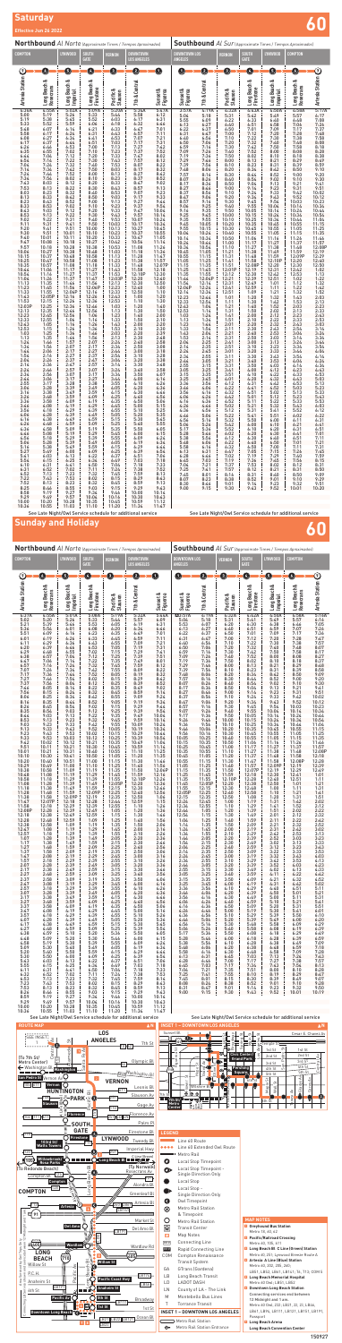# Saturday

**60**

Effective Jun 26 2022

## Northbound *Al Norte* (Approximate Times / *Tiempos Aproximados*)

| COMPTON | | LYNWOOD | SOUTH GATE | VERNON | DOWNTOWN LOS ANGELES | |
|---|---|---|---|---|---|---|
| 1 | 2 | 3 | 4 | 5 | 6 | 7 |
| Artesia Station | Long Beach & Rosecrans | Long Beach & Imperial | Long Beach & Firestone | Pacific & Slauson | 7th & Central | Sunset & Figueroa |

## Southbound *Al Sur* (Approximate Times / *Tiempos Aproximados*)

| DOWNTOWN LOS ANGELES | | VERNON | SOUTH GATE | LYNWOOD | COMPTON | |
|---|---|---|---|---|---|---|
| 7 | 6 | 5 | 4 | 3 | 2 | 1 |
| Sunset & Figueroa | 7th & Central | Pacific & Slauson | Long Beach & Firestone | Long Beach & Imperial | Long Beach & Rosecrans | Artesia Station |

See Late Night/Owl Service schedule for additional service

# Sunday and Holiday

**60**

## Northbound *Al Norte* (Approximate Times / *Tiempos Aproximados*)

| COMPTON | | LYNWOOD | SOUTH GATE | VERNON | DOWNTOWN LOS ANGELES | |
|---|---|---|---|---|---|---|
| 1 | 2 | 3 | 4 | 5 | 6 | 7 |
| Artesia Station | Long Beach & Rosecrans | Long Beach & Imperial | Long Beach & Firestone | Pacific & Slauson | 7th & Central | Sunset & Figueroa |

## Southbound *Al Sur* (Approximate Times / *Tiempos Aproximados*)

| DOWNTOWN LOS ANGELES | | VERNON | SOUTH GATE | LYNWOOD | COMPTON | |
|---|---|---|---|---|---|---|
| 7 | 6 | 5 | 4 | 3 | 2 | 1 |
| Sunset & Figueroa | 7th & Central | Pacific & Slauson | Long Beach & Firestone | Long Beach & Imperial | Long Beach & Rosecrans | Artesia Station |

See Late Night/Owl Service schedule for additional service

## ROUTE MAP

LOS ANGELES · HUNTINGTON PARK · VERNON · SOUTH GATE · LYNWOOD · COMPTON · LONG BEACH

## INSET 1 – DOWNTOWN LOS ANGELES

## LEGEND

- Line 60 Route
- Line 60 Extended Owl Route
- Metro Rail
- Local Stop Timepoint
- Local Stop Timepoint – Single Direction Only
- Local Stop
- Local Stop – Single Direction Only
- Owl Timepoint
- Metro Rail Station
- Transit Center
- Metro Rail Station
- Transit Center
- Park & Ride
- Connecting Line
- Regional Connecting Line
- COM Compton Renaissance Transit System
- GA GTrans (Gardena)
- LB Long Beach Transit
- LD LADOT DASH
- LN County of LA – The Link
- M Montebello Bus Lines
- T Torrance Transit

INSET 1 – DOWNTOWN LOS ANGELES
- Metro Rail Station
- Metro Rail Station Entrance

## MAP NOTES

1. **Greyhound Bus Station**
2. **Pacific/Railroad Crossing**
3. **Long Beach Memorial Hospital**
4. **Artesia Station**
5. **Downtown Long Beach Station** – Connecting service and between 1st Street and 1st Street & Pine Ave.
6. **Long Beach Airport Station**
7. **Long Beach Convention Center**